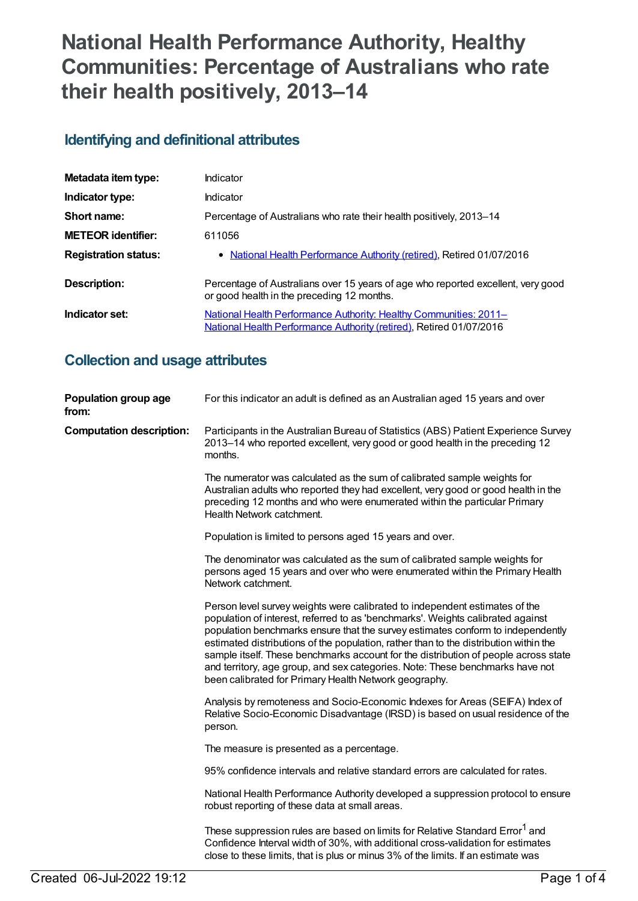# National Health Performance Authority, Healthy Communities: Percentage of Australians who rate their health positively, 2013–14

## Identifying and definitional attributes

| | |
|---|---|
| **Metadata item type:** | Indicator |
| **Indicator type:** | Indicator |
| **Short name:** | Percentage of Australians who rate their health positively, 2013–14 |
| **METEOR identifier:** | 611056 |
| **Registration status:** | • National Health Performance Authority (retired), Retired 01/07/2016 |
| **Description:** | Percentage of Australians over 15 years of age who reported excellent, very good or good health in the preceding 12 months. |
| **Indicator set:** | National Health Performance Authority: Healthy Communities: 2011– National Health Performance Authority (retired), Retired 01/07/2016 |

## Collection and usage attributes

**Population group age from:** For this indicator an adult is defined as an Australian aged 15 years and over

**Computation description:** Participants in the Australian Bureau of Statistics (ABS) Patient Experience Survey 2013–14 who reported excellent, very good or good health in the preceding 12 months.

The numerator was calculated as the sum of calibrated sample weights for Australian adults who reported they had excellent, very good or good health in the preceding 12 months and who were enumerated within the particular Primary Health Network catchment.

Population is limited to persons aged 15 years and over.

The denominator was calculated as the sum of calibrated sample weights for persons aged 15 years and over who were enumerated within the Primary Health Network catchment.

Person level survey weights were calibrated to independent estimates of the population of interest, referred to as 'benchmarks'. Weights calibrated against population benchmarks ensure that the survey estimates conform to independently estimated distributions of the population, rather than to the distribution within the sample itself. These benchmarks account for the distribution of people across state and territory, age group, and sex categories. Note: These benchmarks have not been calibrated for Primary Health Network geography.

Analysis by remoteness and Socio-Economic Indexes for Areas (SEIFA) Index of Relative Socio-Economic Disadvantage (IRSD) is based on usual residence of the person.

The measure is presented as a percentage.

95% confidence intervals and relative standard errors are calculated for rates.

National Health Performance Authority developed a suppression protocol to ensure robust reporting of these data at small areas.

These suppression rules are based on limits for Relative Standard Error[1] and Confidence Interval width of 30%, with additional cross-validation for estimates close to these limits, that is plus or minus 3% of the limits. If an estimate was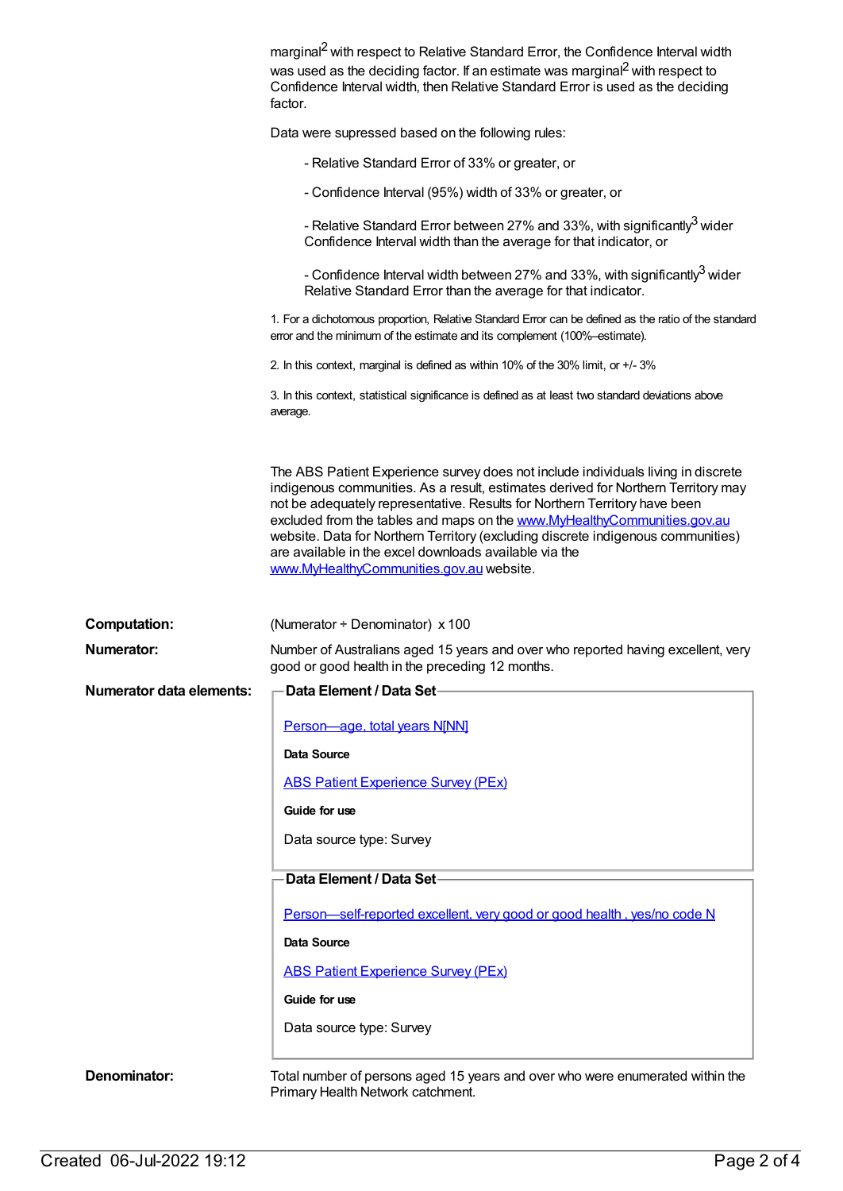marginal[2] with respect to Relative Standard Error, the Confidence Interval width was used as the deciding factor. If an estimate was marginal[2] with respect to Confidence Interval width, then Relative Standard Error is used as the deciding factor.

Data were supressed based on the following rules:

- Relative Standard Error of 33% or greater, or
- Confidence Interval (95%) width of 33% or greater, or
- Relative Standard Error between 27% and 33%, with significantly[3] wider Confidence Interval width than the average for that indicator, or
- Confidence Interval width between 27% and 33%, with significantly[3] wider Relative Standard Error than the average for that indicator.

1. For a dichotomous proportion, Relative Standard Error can be defined as the ratio of the standard error and the minimum of the estimate and its complement (100%–estimate).

2. In this context, marginal is defined as within 10% of the 30% limit, or +/- 3%

3. In this context, statistical significance is defined as at least two standard deviations above average.

The ABS Patient Experience survey does not include individuals living in discrete indigenous communities. As a result, estimates derived for Northern Territory may not be adequately representative. Results for Northern Territory have been excluded from the tables and maps on the www.MyHealthyCommunities.gov.au website. Data for Northern Territory (excluding discrete indigenous communities) are available in the excel downloads available via the www.MyHealthyCommunities.gov.au website.

**Computation:** (Numerator ÷ Denominator) x 100

**Numerator:** Number of Australians aged 15 years and over who reported having excellent, very good or good health in the preceding 12 months.

**Numerator data elements:**

**Data Element / Data Set**

Person—age, total years N[NN]

**Data Source**

ABS Patient Experience Survey (PEx)

**Guide for use**

Data source type: Survey

**Data Element / Data Set**

Person—self-reported excellent, very good or good health , yes/no code N

**Data Source**

ABS Patient Experience Survey (PEx)

**Guide for use**

Data source type: Survey

**Denominator:** Total number of persons aged 15 years and over who were enumerated within the Primary Health Network catchment.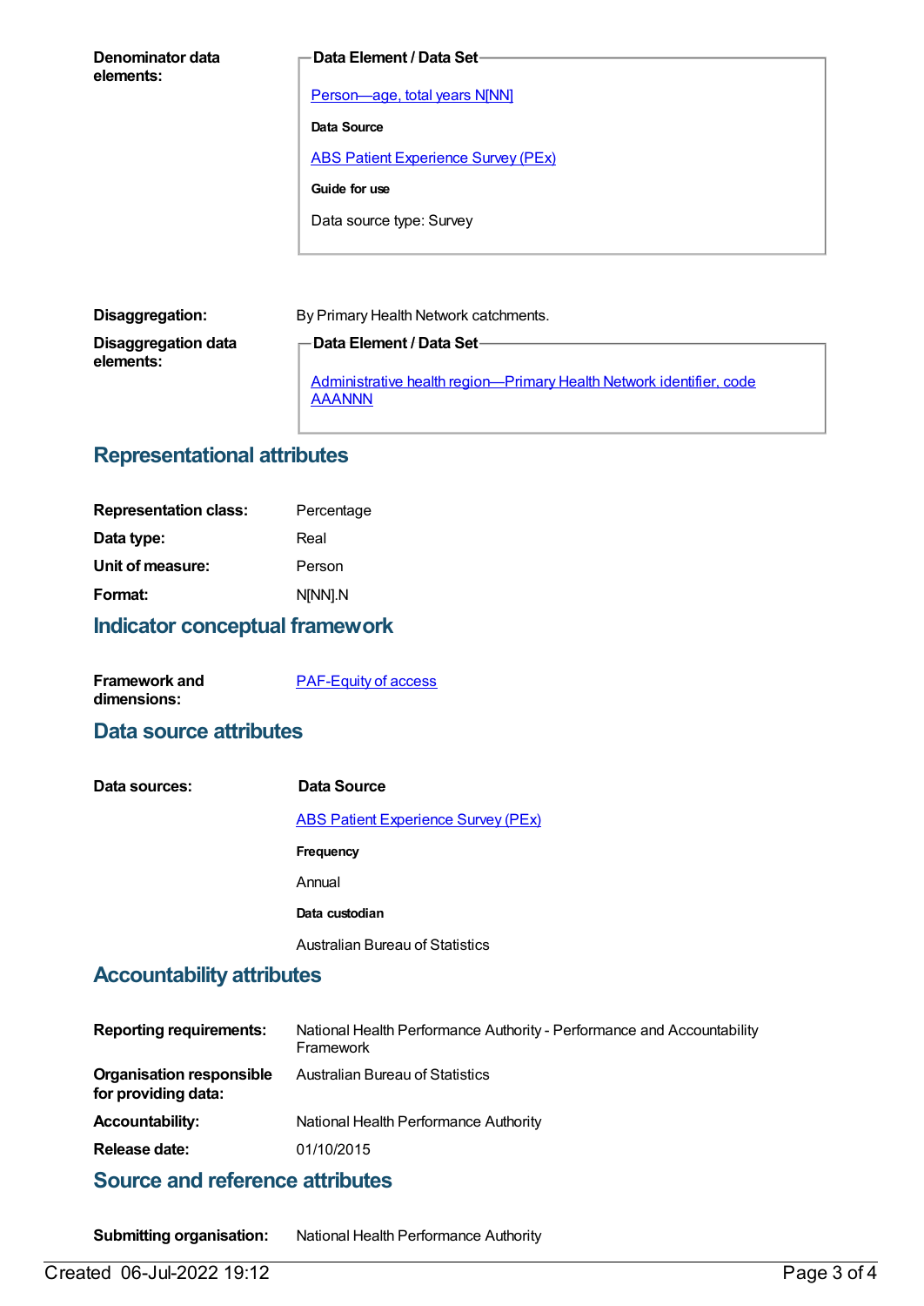**Denominator data elements:**

**Data Element / Data Set**

Person—age, total years N[NN]

**Data Source**

ABS Patient Experience Survey (PEx)

**Guide for use**

Data source type: Survey

**Disaggregation:** By Primary Health Network catchments.

**Disaggregation data elements:**

**Data Element / Data Set**

Administrative health region—Primary Health Network identifier, code AAANNN

## Representational attributes

**Representation class:** Percentage

**Data type:** Real

**Unit of measure:** Person

**Format:** N[NN].N

## Indicator conceptual framework

**Framework and dimensions:** PAF-Equity of access

## Data source attributes

**Data sources:**

**Data Source**

ABS Patient Experience Survey (PEx)

**Frequency**

Annual

**Data custodian**

Australian Bureau of Statistics

## Accountability attributes

**Reporting requirements:** National Health Performance Authority - Performance and Accountability Framework

**Organisation responsible for providing data:** Australian Bureau of Statistics

**Accountability:** National Health Performance Authority

**Release date:** 01/10/2015

## Source and reference attributes

**Submitting organisation:** National Health Performance Authority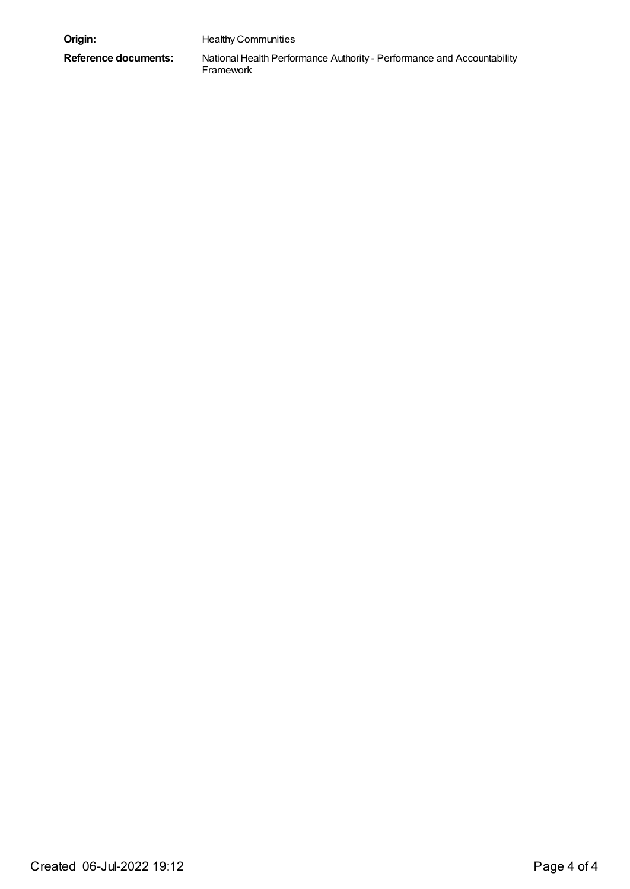| | |
|---|---|
| **Origin:** | Healthy Communities |
| **Reference documents:** | National Health Performance Authority - Performance and Accountability Framework |